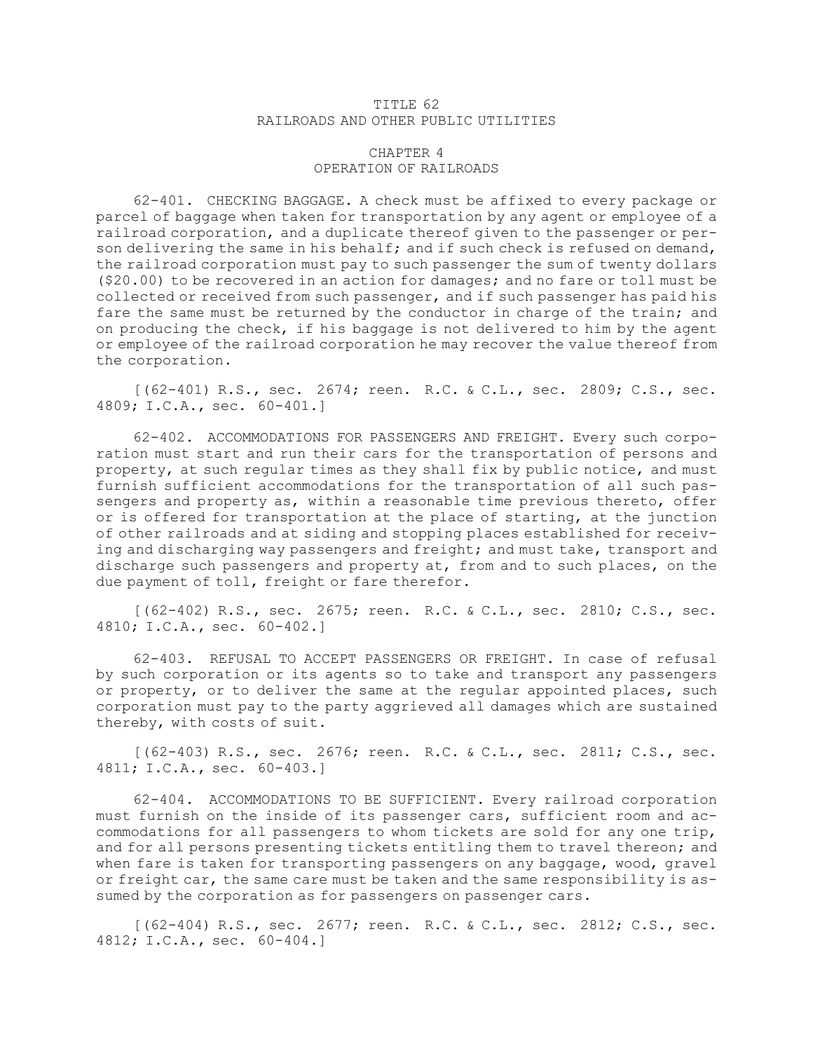# TITLE 62
# RAILROADS AND OTHER PUBLIC UTILITIES

## CHAPTER 4
## OPERATION OF RAILROADS

62-401. CHECKING BAGGAGE. A check must be affixed to every package or parcel of baggage when taken for transportation by any agent or employee of a railroad corporation, and a duplicate thereof given to the passenger or person delivering the same in his behalf; and if such check is refused on demand, the railroad corporation must pay to such passenger the sum of twenty dollars ($20.00) to be recovered in an action for damages; and no fare or toll must be collected or received from such passenger, and if such passenger has paid his fare the same must be returned by the conductor in charge of the train; and on producing the check, if his baggage is not delivered to him by the agent or employee of the railroad corporation he may recover the value thereof from the corporation.

[(62-401) R.S., sec. 2674; reen. R.C. & C.L., sec. 2809; C.S., sec. 4809; I.C.A., sec. 60-401.]

62-402. ACCOMMODATIONS FOR PASSENGERS AND FREIGHT. Every such corporation must start and run their cars for the transportation of persons and property, at such regular times as they shall fix by public notice, and must furnish sufficient accommodations for the transportation of all such passengers and property as, within a reasonable time previous thereto, offer or is offered for transportation at the place of starting, at the junction of other railroads and at siding and stopping places established for receiving and discharging way passengers and freight; and must take, transport and discharge such passengers and property at, from and to such places, on the due payment of toll, freight or fare therefor.

[(62-402) R.S., sec. 2675; reen. R.C. & C.L., sec. 2810; C.S., sec. 4810; I.C.A., sec. 60-402.]

62-403. REFUSAL TO ACCEPT PASSENGERS OR FREIGHT. In case of refusal by such corporation or its agents so to take and transport any passengers or property, or to deliver the same at the regular appointed places, such corporation must pay to the party aggrieved all damages which are sustained thereby, with costs of suit.

[(62-403) R.S., sec. 2676; reen. R.C. & C.L., sec. 2811; C.S., sec. 4811; I.C.A., sec. 60-403.]

62-404. ACCOMMODATIONS TO BE SUFFICIENT. Every railroad corporation must furnish on the inside of its passenger cars, sufficient room and accommodations for all passengers to whom tickets are sold for any one trip, and for all persons presenting tickets entitling them to travel thereon; and when fare is taken for transporting passengers on any baggage, wood, gravel or freight car, the same care must be taken and the same responsibility is assumed by the corporation as for passengers on passenger cars.

[(62-404) R.S., sec. 2677; reen. R.C. & C.L., sec. 2812; C.S., sec. 4812; I.C.A., sec. 60-404.]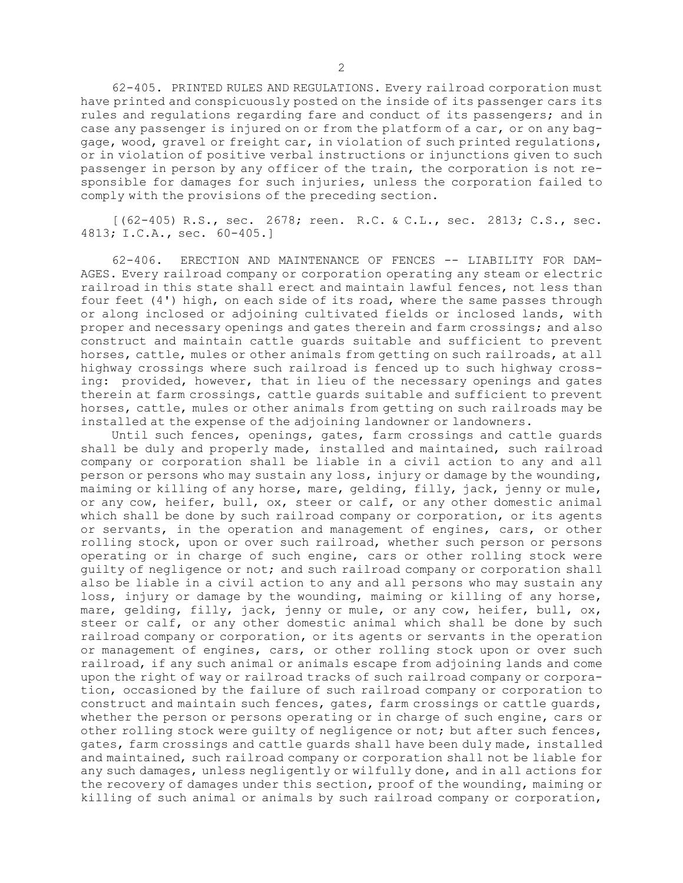62-405. PRINTED RULES AND REGULATIONS. Every railroad corporation must have printed and conspicuously posted on the inside of its passenger cars its rules and regulations regarding fare and conduct of its passengers; and in case any passenger is injured on or from the platform of a car, or on any baggage, wood, gravel or freight car, in violation of such printed regulations, or in violation of positive verbal instructions or injunctions given to such passenger in person by any officer of the train, the corporation is not responsible for damages for such injuries, unless the corporation failed to comply with the provisions of the preceding section.

[(62-405) R.S., sec. 2678; reen. R.C. & C.L., sec. 2813; C.S., sec. 4813; I.C.A., sec. 60-405.]

62-406. ERECTION AND MAINTENANCE OF FENCES -- LIABILITY FOR DAMAGES. Every railroad company or corporation operating any steam or electric railroad in this state shall erect and maintain lawful fences, not less than four feet (4') high, on each side of its road, where the same passes through or along inclosed or adjoining cultivated fields or inclosed lands, with proper and necessary openings and gates therein and farm crossings; and also construct and maintain cattle guards suitable and sufficient to prevent horses, cattle, mules or other animals from getting on such railroads, at all highway crossings where such railroad is fenced up to such highway crossing: provided, however, that in lieu of the necessary openings and gates therein at farm crossings, cattle guards suitable and sufficient to prevent horses, cattle, mules or other animals from getting on such railroads may be installed at the expense of the adjoining landowner or landowners.

Until such fences, openings, gates, farm crossings and cattle guards shall be duly and properly made, installed and maintained, such railroad company or corporation shall be liable in a civil action to any and all person or persons who may sustain any loss, injury or damage by the wounding, maiming or killing of any horse, mare, gelding, filly, jack, jenny or mule, or any cow, heifer, bull, ox, steer or calf, or any other domestic animal which shall be done by such railroad company or corporation, or its agents or servants, in the operation and management of engines, cars, or other rolling stock, upon or over such railroad, whether such person or persons operating or in charge of such engine, cars or other rolling stock were guilty of negligence or not; and such railroad company or corporation shall also be liable in a civil action to any and all persons who may sustain any loss, injury or damage by the wounding, maiming or killing of any horse, mare, gelding, filly, jack, jenny or mule, or any cow, heifer, bull, ox, steer or calf, or any other domestic animal which shall be done by such railroad company or corporation, or its agents or servants in the operation or management of engines, cars, or other rolling stock upon or over such railroad, if any such animal or animals escape from adjoining lands and come upon the right of way or railroad tracks of such railroad company or corporation, occasioned by the failure of such railroad company or corporation to construct and maintain such fences, gates, farm crossings or cattle guards, whether the person or persons operating or in charge of such engine, cars or other rolling stock were guilty of negligence or not; but after such fences, gates, farm crossings and cattle guards shall have been duly made, installed and maintained, such railroad company or corporation shall not be liable for any such damages, unless negligently or wilfully done, and in all actions for the recovery of damages under this section, proof of the wounding, maiming or killing of such animal or animals by such railroad company or corporation,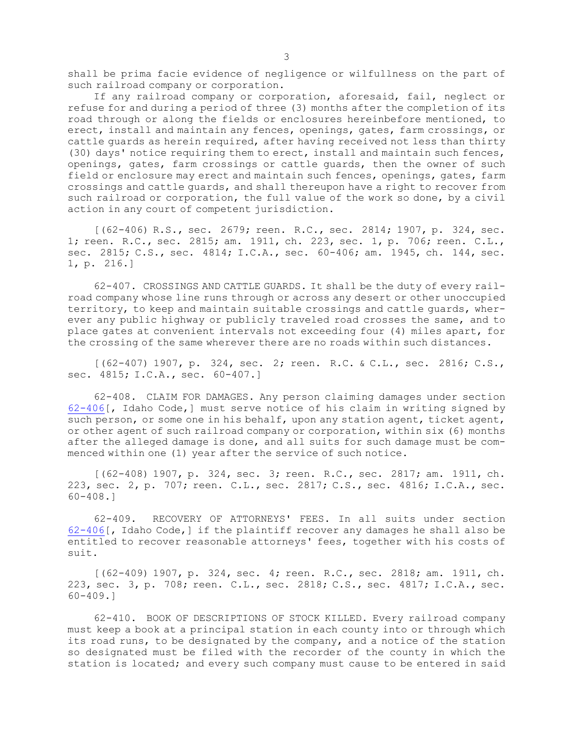shall be prima facie evidence of negligence or wilfullness on the part of such railroad company or corporation.

If any railroad company or corporation, aforesaid, fail, neglect or refuse for and during a period of three (3) months after the completion of its road through or along the fields or enclosures hereinbefore mentioned, to erect, install and maintain any fences, openings, gates, farm crossings, or cattle guards as herein required, after having received not less than thirty (30) days' notice requiring them to erect, install and maintain such fences, openings, gates, farm crossings or cattle guards, then the owner of such field or enclosure may erect and maintain such fences, openings, gates, farm crossings and cattle guards, and shall thereupon have a right to recover from such railroad or corporation, the full value of the work so done, by a civil action in any court of competent jurisdiction.

[(62-406) R.S., sec. 2679; reen. R.C., sec. 2814; 1907, p. 324, sec. 1; reen. R.C., sec. 2815; am. 1911, ch. 223, sec. 1, p. 706; reen. C.L., sec. 2815; C.S., sec. 4814; I.C.A., sec. 60-406; am. 1945, ch. 144, sec. 1, p. 216.]

62-407. CROSSINGS AND CATTLE GUARDS. It shall be the duty of every railroad company whose line runs through or across any desert or other unoccupied territory, to keep and maintain suitable crossings and cattle guards, wherever any public highway or publicly traveled road crosses the same, and to place gates at convenient intervals not exceeding four (4) miles apart, for the crossing of the same wherever there are no roads within such distances.

[(62-407) 1907, p. 324, sec. 2; reen. R.C. & C.L., sec. 2816; C.S., sec. 4815; I.C.A., sec. 60-407.]

62-408. CLAIM FOR DAMAGES. Any person claiming damages under section 62-406[, Idaho Code,] must serve notice of his claim in writing signed by such person, or some one in his behalf, upon any station agent, ticket agent, or other agent of such railroad company or corporation, within six (6) months after the alleged damage is done, and all suits for such damage must be commenced within one (1) year after the service of such notice.

[(62-408) 1907, p. 324, sec. 3; reen. R.C., sec. 2817; am. 1911, ch. 223, sec. 2, p. 707; reen. C.L., sec. 2817; C.S., sec. 4816; I.C.A., sec. 60-408.]

62-409. RECOVERY OF ATTORNEYS' FEES. In all suits under section 62-406[, Idaho Code,] if the plaintiff recover any damages he shall also be entitled to recover reasonable attorneys' fees, together with his costs of suit.

[(62-409) 1907, p. 324, sec. 4; reen. R.C., sec. 2818; am. 1911, ch. 223, sec. 3, p. 708; reen. C.L., sec. 2818; C.S., sec. 4817; I.C.A., sec. 60-409.]

62-410. BOOK OF DESCRIPTIONS OF STOCK KILLED. Every railroad company must keep a book at a principal station in each county into or through which its road runs, to be designated by the company, and a notice of the station so designated must be filed with the recorder of the county in which the station is located; and every such company must cause to be entered in said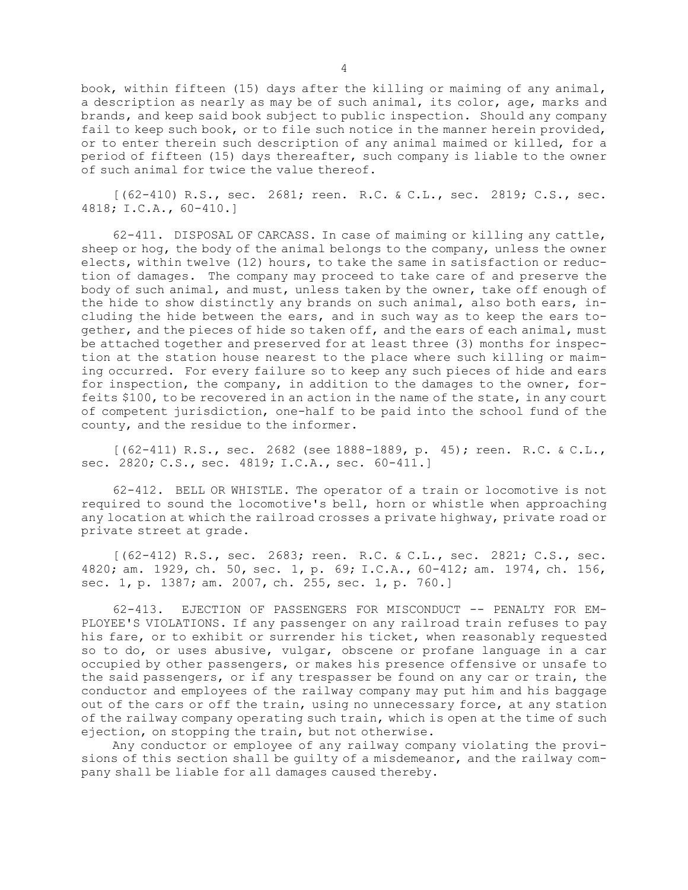book, within fifteen (15) days after the killing or maiming of any animal, a description as nearly as may be of such animal, its color, age, marks and brands, and keep said book subject to public inspection. Should any company fail to keep such book, or to file such notice in the manner herein provided, or to enter therein such description of any animal maimed or killed, for a period of fifteen (15) days thereafter, such company is liable to the owner of such animal for twice the value thereof.

[(62-410) R.S., sec. 2681; reen. R.C. & C.L., sec. 2819; C.S., sec. 4818; I.C.A., 60-410.]

62-411. DISPOSAL OF CARCASS. In case of maiming or killing any cattle, sheep or hog, the body of the animal belongs to the company, unless the owner elects, within twelve (12) hours, to take the same in satisfaction or reduction of damages. The company may proceed to take care of and preserve the body of such animal, and must, unless taken by the owner, take off enough of the hide to show distinctly any brands on such animal, also both ears, including the hide between the ears, and in such way as to keep the ears together, and the pieces of hide so taken off, and the ears of each animal, must be attached together and preserved for at least three (3) months for inspection at the station house nearest to the place where such killing or maiming occurred. For every failure so to keep any such pieces of hide and ears for inspection, the company, in addition to the damages to the owner, forfeits $100, to be recovered in an action in the name of the state, in any court of competent jurisdiction, one-half to be paid into the school fund of the county, and the residue to the informer.

[(62-411) R.S., sec. 2682 (see 1888-1889, p. 45); reen. R.C. & C.L., sec. 2820; C.S., sec. 4819; I.C.A., sec. 60-411.]

62-412. BELL OR WHISTLE. The operator of a train or locomotive is not required to sound the locomotive's bell, horn or whistle when approaching any location at which the railroad crosses a private highway, private road or private street at grade.

[(62-412) R.S., sec. 2683; reen. R.C. & C.L., sec. 2821; C.S., sec. 4820; am. 1929, ch. 50, sec. 1, p. 69; I.C.A., 60-412; am. 1974, ch. 156, sec. 1, p. 1387; am. 2007, ch. 255, sec. 1, p. 760.]

62-413. EJECTION OF PASSENGERS FOR MISCONDUCT -- PENALTY FOR EMPLOYEE'S VIOLATIONS. If any passenger on any railroad train refuses to pay his fare, or to exhibit or surrender his ticket, when reasonably requested so to do, or uses abusive, vulgar, obscene or profane language in a car occupied by other passengers, or makes his presence offensive or unsafe to the said passengers, or if any trespasser be found on any car or train, the conductor and employees of the railway company may put him and his baggage out of the cars or off the train, using no unnecessary force, at any station of the railway company operating such train, which is open at the time of such ejection, on stopping the train, but not otherwise.

Any conductor or employee of any railway company violating the provisions of this section shall be guilty of a misdemeanor, and the railway company shall be liable for all damages caused thereby.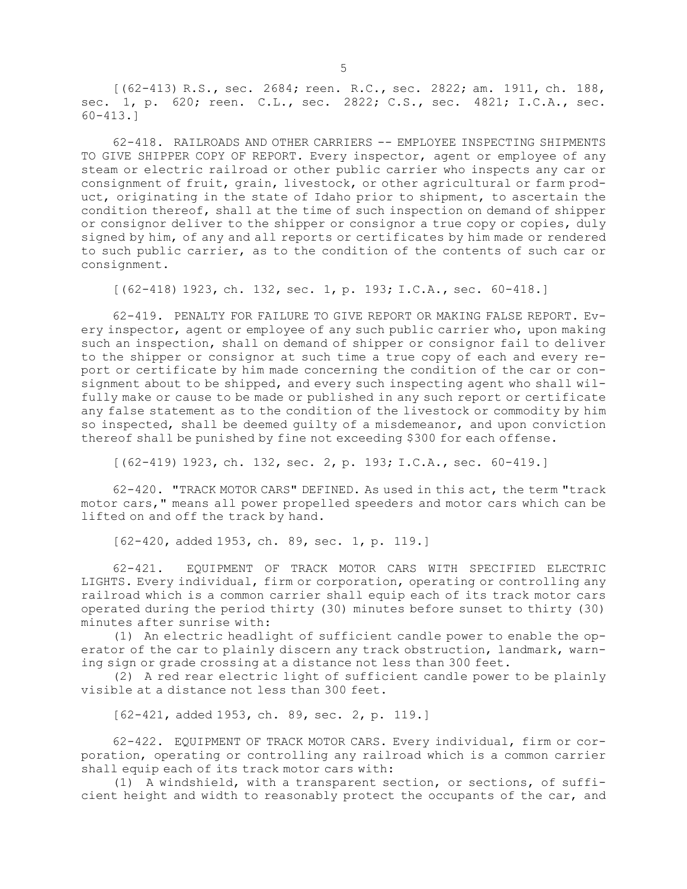[(62-413) R.S., sec. 2684; reen. R.C., sec. 2822; am. 1911, ch. 188, sec. 1, p. 620; reen. C.L., sec. 2822; C.S., sec. 4821; I.C.A., sec. 60-413.]

62-418. RAILROADS AND OTHER CARRIERS -- EMPLOYEE INSPECTING SHIPMENTS TO GIVE SHIPPER COPY OF REPORT. Every inspector, agent or employee of any steam or electric railroad or other public carrier who inspects any car or consignment of fruit, grain, livestock, or other agricultural or farm product, originating in the state of Idaho prior to shipment, to ascertain the condition thereof, shall at the time of such inspection on demand of shipper or consignor deliver to the shipper or consignor a true copy or copies, duly signed by him, of any and all reports or certificates by him made or rendered to such public carrier, as to the condition of the contents of such car or consignment.

[(62-418) 1923, ch. 132, sec. 1, p. 193; I.C.A., sec. 60-418.]

62-419. PENALTY FOR FAILURE TO GIVE REPORT OR MAKING FALSE REPORT. Every inspector, agent or employee of any such public carrier who, upon making such an inspection, shall on demand of shipper or consignor fail to deliver to the shipper or consignor at such time a true copy of each and every report or certificate by him made concerning the condition of the car or consignment about to be shipped, and every such inspecting agent who shall wilfully make or cause to be made or published in any such report or certificate any false statement as to the condition of the livestock or commodity by him so inspected, shall be deemed guilty of a misdemeanor, and upon conviction thereof shall be punished by fine not exceeding $300 for each offense.

[(62-419) 1923, ch. 132, sec. 2, p. 193; I.C.A., sec. 60-419.]

62-420. "TRACK MOTOR CARS" DEFINED. As used in this act, the term "track motor cars," means all power propelled speeders and motor cars which can be lifted on and off the track by hand.

[62-420, added 1953, ch. 89, sec. 1, p. 119.]

62-421. EQUIPMENT OF TRACK MOTOR CARS WITH SPECIFIED ELECTRIC LIGHTS. Every individual, firm or corporation, operating or controlling any railroad which is a common carrier shall equip each of its track motor cars operated during the period thirty (30) minutes before sunset to thirty (30) minutes after sunrise with:

(1) An electric headlight of sufficient candle power to enable the operator of the car to plainly discern any track obstruction, landmark, warning sign or grade crossing at a distance not less than 300 feet.

(2) A red rear electric light of sufficient candle power to be plainly visible at a distance not less than 300 feet.

[62-421, added 1953, ch. 89, sec. 2, p. 119.]

62-422. EQUIPMENT OF TRACK MOTOR CARS. Every individual, firm or corporation, operating or controlling any railroad which is a common carrier shall equip each of its track motor cars with:

(1) A windshield, with a transparent section, or sections, of sufficient height and width to reasonably protect the occupants of the car, and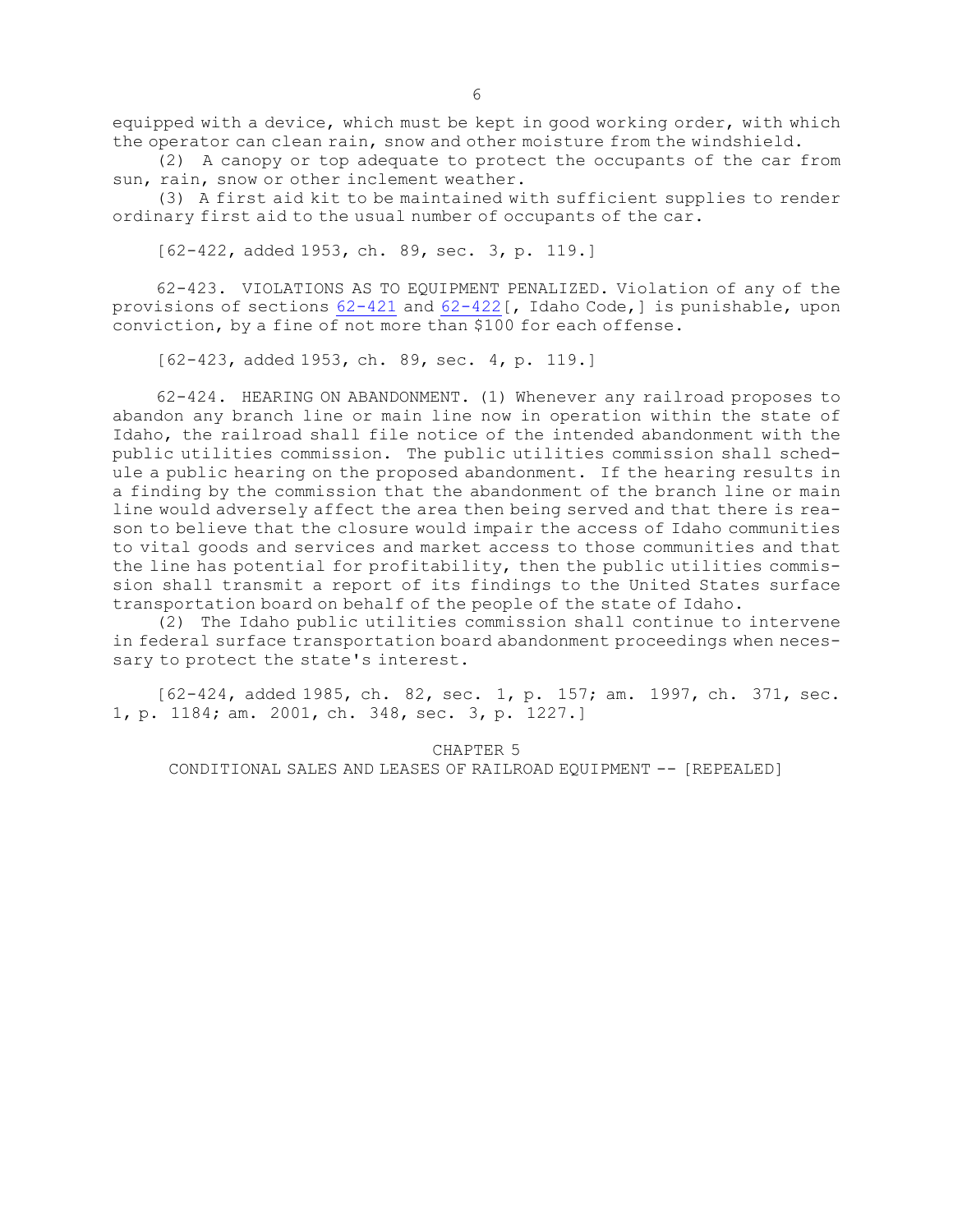equipped with a device, which must be kept in good working order, with which the operator can clean rain, snow and other moisture from the windshield.

(2) A canopy or top adequate to protect the occupants of the car from sun, rain, snow or other inclement weather.

(3) A first aid kit to be maintained with sufficient supplies to render ordinary first aid to the usual number of occupants of the car.

[62-422, added 1953, ch. 89, sec. 3, p. 119.]

62-423. VIOLATIONS AS TO EQUIPMENT PENALIZED. Violation of any of the provisions of sections 62-421 and 62-422[, Idaho Code,] is punishable, upon conviction, by a fine of not more than $100 for each offense.

[62-423, added 1953, ch. 89, sec. 4, p. 119.]

62-424. HEARING ON ABANDONMENT. (1) Whenever any railroad proposes to abandon any branch line or main line now in operation within the state of Idaho, the railroad shall file notice of the intended abandonment with the public utilities commission. The public utilities commission shall schedule a public hearing on the proposed abandonment. If the hearing results in a finding by the commission that the abandonment of the branch line or main line would adversely affect the area then being served and that there is reason to believe that the closure would impair the access of Idaho communities to vital goods and services and market access to those communities and that the line has potential for profitability, then the public utilities commission shall transmit a report of its findings to the United States surface transportation board on behalf of the people of the state of Idaho.

(2) The Idaho public utilities commission shall continue to intervene in federal surface transportation board abandonment proceedings when necessary to protect the state's interest.

[62-424, added 1985, ch. 82, sec. 1, p. 157; am. 1997, ch. 371, sec. 1, p. 1184; am. 2001, ch. 348, sec. 3, p. 1227.]

## CHAPTER 5
## CONDITIONAL SALES AND LEASES OF RAILROAD EQUIPMENT -- [REPEALED]